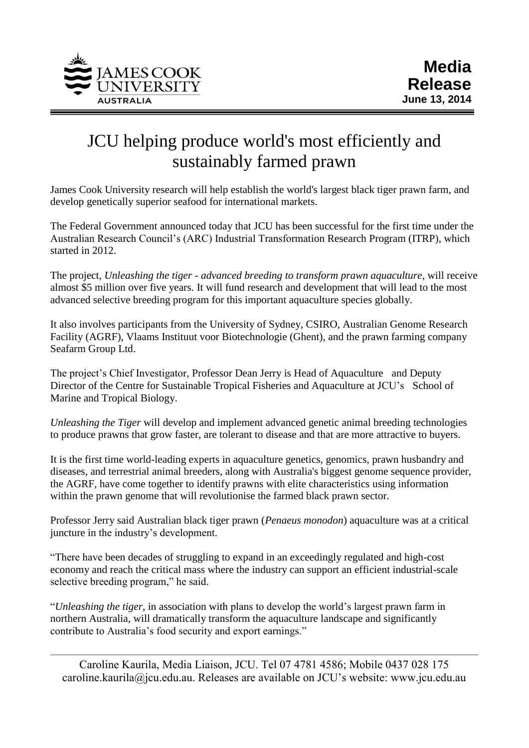JAMES COOK UNIVERSITY AUSTRALIA

**Media Release**
**June 13, 2014**

# JCU helping produce world's most efficiently and sustainably farmed prawn

James Cook University research will help establish the world's largest black tiger prawn farm, and develop genetically superior seafood for international markets.

The Federal Government announced today that JCU has been successful for the first time under the Australian Research Council's (ARC) Industrial Transformation Research Program (ITRP), which started in 2012.

The project, *Unleashing the tiger - advanced breeding to transform prawn aquaculture*, will receive almost $5 million over five years. It will fund research and development that will lead to the most advanced selective breeding program for this important aquaculture species globally.

It also involves participants from the University of Sydney, CSIRO, Australian Genome Research Facility (AGRF), Vlaams Instituut voor Biotechnologie (Ghent), and the prawn farming company Seafarm Group Ltd.

The project's Chief Investigator, Professor Dean Jerry is Head of Aquaculture and Deputy Director of the Centre for Sustainable Tropical Fisheries and Aquaculture at JCU's School of Marine and Tropical Biology.

*Unleashing the Tiger* will develop and implement advanced genetic animal breeding technologies to produce prawns that grow faster, are tolerant to disease and that are more attractive to buyers.

It is the first time world-leading experts in aquaculture genetics, genomics, prawn husbandry and diseases, and terrestrial animal breeders, along with Australia's biggest genome sequence provider, the AGRF, have come together to identify prawns with elite characteristics using information within the prawn genome that will revolutionise the farmed black prawn sector.

Professor Jerry said Australian black tiger prawn (*Penaeus monodon*) aquaculture was at a critical juncture in the industry's development.

"There have been decades of struggling to expand in an exceedingly regulated and high-cost economy and reach the critical mass where the industry can support an efficient industrial-scale selective breeding program," he said.

"*Unleashing the tiger*, in association with plans to develop the world's largest prawn farm in northern Australia, will dramatically transform the aquaculture landscape and significantly contribute to Australia's food security and export earnings."

Caroline Kaurila, Media Liaison, JCU. Tel 07 4781 4586; Mobile 0437 028 175 caroline.kaurila@jcu.edu.au. Releases are available on JCU's website: www.jcu.edu.au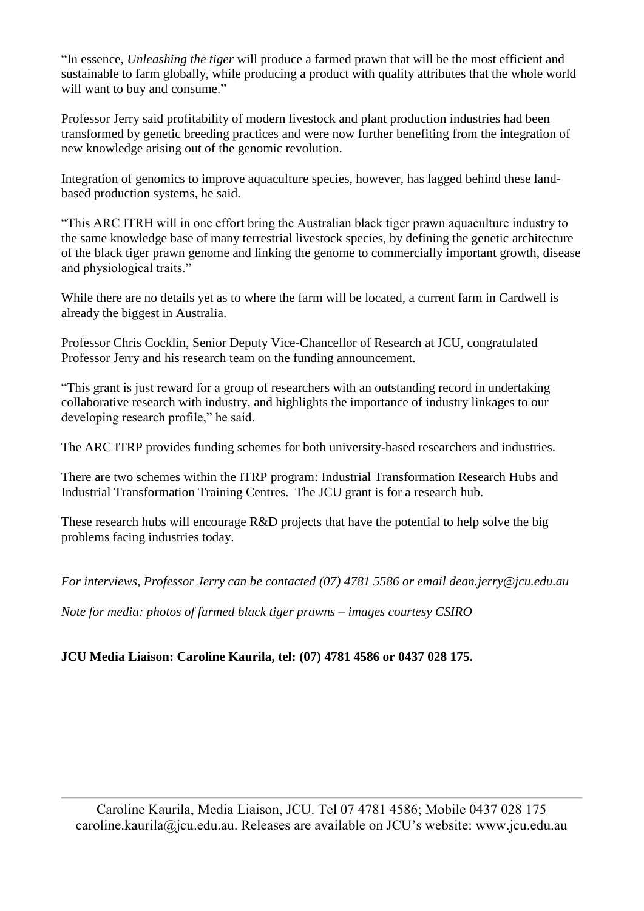"In essence, *Unleashing the tiger* will produce a farmed prawn that will be the most efficient and sustainable to farm globally, while producing a product with quality attributes that the whole world will want to buy and consume."

Professor Jerry said profitability of modern livestock and plant production industries had been transformed by genetic breeding practices and were now further benefiting from the integration of new knowledge arising out of the genomic revolution.

Integration of genomics to improve aquaculture species, however, has lagged behind these land-based production systems, he said.

"This ARC ITRH will in one effort bring the Australian black tiger prawn aquaculture industry to the same knowledge base of many terrestrial livestock species, by defining the genetic architecture of the black tiger prawn genome and linking the genome to commercially important growth, disease and physiological traits."

While there are no details yet as to where the farm will be located, a current farm in Cardwell is already the biggest in Australia.

Professor Chris Cocklin, Senior Deputy Vice-Chancellor of Research at JCU, congratulated Professor Jerry and his research team on the funding announcement.

"This grant is just reward for a group of researchers with an outstanding record in undertaking collaborative research with industry, and highlights the importance of industry linkages to our developing research profile," he said.

The ARC ITRP provides funding schemes for both university-based researchers and industries.

There are two schemes within the ITRP program: Industrial Transformation Research Hubs and Industrial Transformation Training Centres. The JCU grant is for a research hub.

These research hubs will encourage R&D projects that have the potential to help solve the big problems facing industries today.

*For interviews, Professor Jerry can be contacted (07) 4781 5586 or email dean.jerry@jcu.edu.au*

*Note for media: photos of farmed black tiger prawns – images courtesy CSIRO*

**JCU Media Liaison: Caroline Kaurila, tel: (07) 4781 4586 or 0437 028 175.**

Caroline Kaurila, Media Liaison, JCU. Tel 07 4781 4586; Mobile 0437 028 175 caroline.kaurila@jcu.edu.au. Releases are available on JCU's website: www.jcu.edu.au